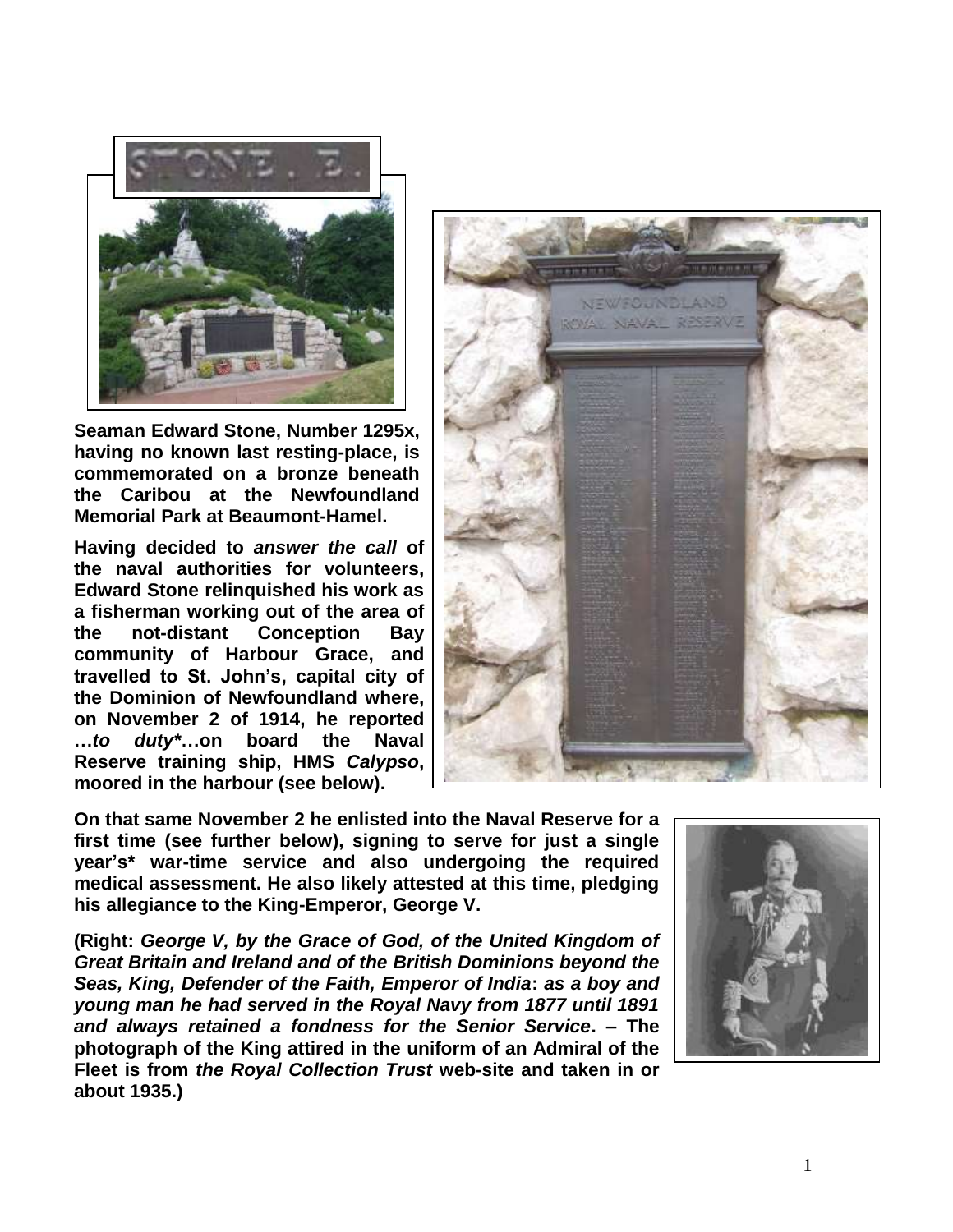**Seaman Edward Stone, Number 1295x, having no known last resting-place, is commemorated on a bronze beneath the Caribou at the Newfoundland Memorial Park at Beaumont-Hamel.**

**Having decided to *answer the call* of the naval authorities for volunteers, Edward Stone relinquished his work as a fisherman working out of the area of the not-distant Conception Bay community of Harbour Grace, and travelled to St. John's, capital city of the Dominion of Newfoundland where, on November 2 of 1914, he reported …*to duty****…on board the Naval Reserve training ship, HMS *Calypso*, moored in the harbour (see below).**

**On that same November 2 he enlisted into the Naval Reserve for a first time (see further below), signing to serve for just a single year's* war-time service and also undergoing the required medical assessment. He also likely attested at this time, pledging his allegiance to the King-Emperor, George V.**

**(Right: *George V, by the Grace of God, of the United Kingdom of Great Britain and Ireland and of the British Dominions beyond the Seas, King, Defender of the Faith, Emperor of India*: *as a boy and young man he had served in the Royal Navy from 1877 until 1891 and always retained a fondness for the Senior Service*. – The photograph of the King attired in the uniform of an Admiral of the Fleet is from *the Royal Collection Trust* web-site and taken in or about 1935.)**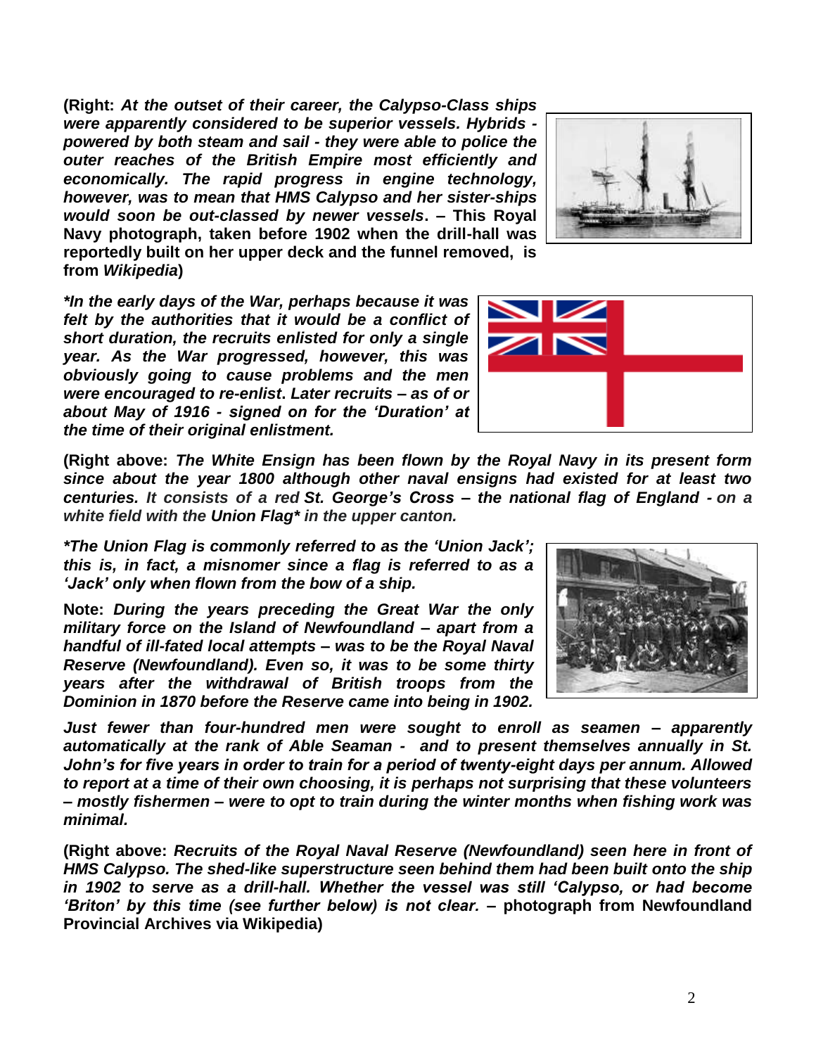**(Right:** ***At the outset of their career, the Calypso-Class ships were apparently considered to be superior vessels. Hybrids - powered by both steam and sail - they were able to police the outer reaches of the British Empire most efficiently and economically. The rapid progress in engine technology, however, was to mean that HMS Calypso and her sister-ships would soon be out-classed by newer vessels*. – This Royal Navy photograph, taken before 1902 when the drill-hall was reportedly built on her upper deck and the funnel removed, is from *Wikipedia*)**

***In the early days of the War, perhaps because it was felt by the authorities that it would be a conflict of short duration, the recruits enlisted for only a single year. As the War progressed, however, this was obviously going to cause problems and the men were encouraged to re-enlist. Later recruits – as of or about May of 1916 - signed on for the 'Duration' at the time of their original enlistment.***

**(Right above:** ***The White Ensign has been flown by the Royal Navy in its present form since about the year 1800 although other naval ensigns had existed for at least two centuries. It consists of a red St. George's Cross – the national flag of England - on a white field with the Union Flag\* in the upper canton.***

***\*The Union Flag is commonly referred to as the 'Union Jack'; this is, in fact, a misnomer since a flag is referred to as a 'Jack' only when flown from the bow of a ship.***

**Note:** ***During the years preceding the Great War the only military force on the Island of Newfoundland – apart from a handful of ill-fated local attempts – was to be the Royal Naval Reserve (Newfoundland). Even so, it was to be some thirty years after the withdrawal of British troops from the Dominion in 1870 before the Reserve came into being in 1902.***

***Just fewer than four-hundred men were sought to enroll as seamen – apparently automatically at the rank of Able Seaman - and to present themselves annually in St. John's for five years in order to train for a period of twenty-eight days per annum. Allowed to report at a time of their own choosing, it is perhaps not surprising that these volunteers – mostly fishermen – were to opt to train during the winter months when fishing work was minimal.***

**(Right above:** ***Recruits of the Royal Naval Reserve (Newfoundland) seen here in front of HMS Calypso. The shed-like superstructure seen behind them had been built onto the ship in 1902 to serve as a drill-hall. Whether the vessel was still 'Calypso, or had become 'Briton' by this time (see further below) is not clear.*** **– photograph from Newfoundland Provincial Archives via Wikipedia)**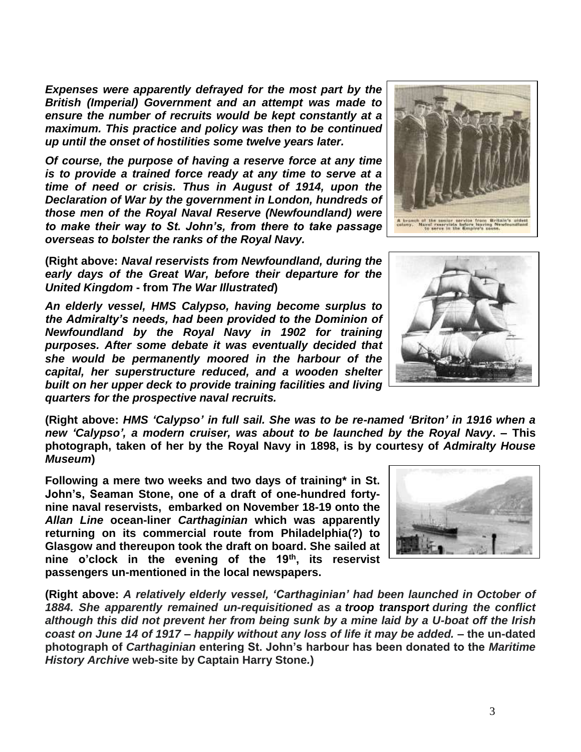***Expenses were apparently defrayed for the most part by the British (Imperial) Government and an attempt was made to ensure the number of recruits would be kept constantly at a maximum. This practice and policy was then to be continued up until the onset of hostilities some twelve years later.***

***Of course, the purpose of having a reserve force at any time is to provide a trained force ready at any time to serve at a time of need or crisis. Thus in August of 1914, upon the Declaration of War by the government in London, hundreds of those men of the Royal Naval Reserve (Newfoundland) were to make their way to St. John's, from there to take passage overseas to bolster the ranks of the Royal Navy.***

**(Right above: *Naval reservists from Newfoundland, during the early days of the Great War, before their departure for the United Kingdom* - from *The War Illustrated*)**

***An elderly vessel, HMS Calypso, having become surplus to the Admiralty's needs, had been provided to the Dominion of Newfoundland by the Royal Navy in 1902 for training purposes. After some debate it was eventually decided that she would be permanently moored in the harbour of the capital, her superstructure reduced, and a wooden shelter built on her upper deck to provide training facilities and living quarters for the prospective naval recruits.***

**(Right above: *HMS 'Calypso' in full sail. She was to be re-named 'Briton' in 1916 when a new 'Calypso', a modern cruiser, was about to be launched by the Royal Navy*. – This photograph, taken of her by the Royal Navy in 1898, is by courtesy of *Admiralty House Museum*)**

**Following a mere two weeks and two days of training\* in St. John's, Seaman Stone, one of a draft of one-hundred forty-nine naval reservists, embarked on November 18-19 onto the *Allan Line* ocean-liner *Carthaginian* which was apparently returning on its commercial route from Philadelphia(?) to Glasgow and thereupon took the draft on board. She sailed at nine o'clock in the evening of the 19th, its reservist passengers un-mentioned in the local newspapers.**

**(Right above: *A relatively elderly vessel, 'Carthaginian' had been launched in October of 1884. She apparently remained un-requisitioned as a troop transport during the conflict although this did not prevent her from being sunk by a mine laid by a U-boat off the Irish coast on June 14 of 1917 – happily without any loss of life it may be added.* – the un-dated photograph of *Carthaginian* entering St. John's harbour has been donated to the *Maritime History Archive* web-site by Captain Harry Stone.)**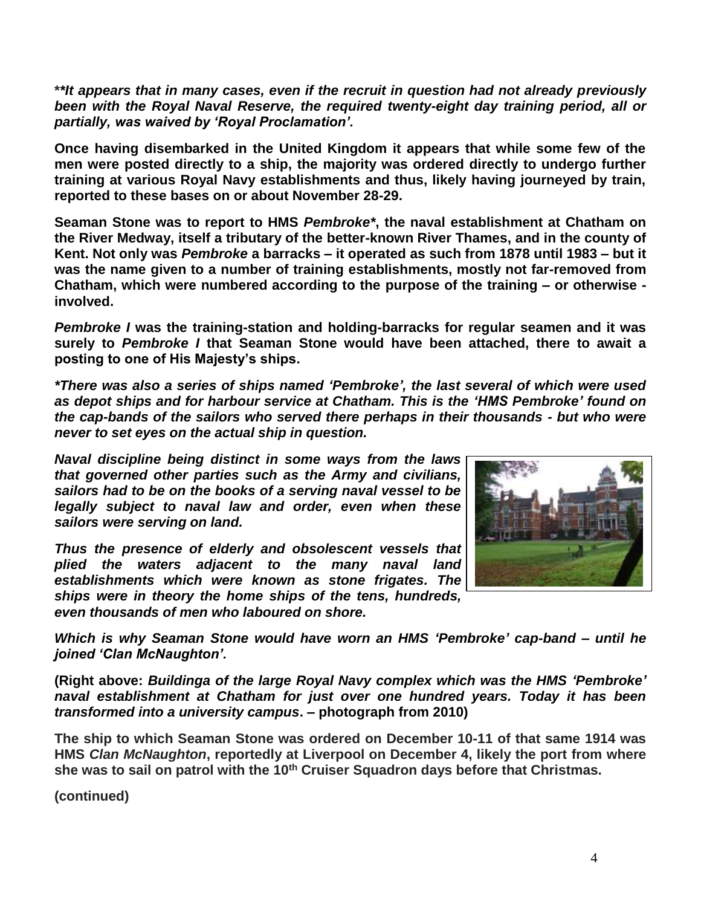***It appears that in many cases, even if the recruit in question had not already previously been with the Royal Naval Reserve, the required twenty-eight day training period, all or partially, was waived by 'Royal Proclamation'.***

**Once having disembarked in the United Kingdom it appears that while some few of the men were posted directly to a ship, the majority was ordered directly to undergo further training at various Royal Navy establishments and thus, likely having journeyed by train, reported to these bases on or about November 28-29.**

**Seaman Stone was to report to HMS *Pembroke*\*, the naval establishment at Chatham on the River Medway, itself a tributary of the better-known River Thames, and in the county of Kent. Not only was *Pembroke* a barracks – it operated as such from 1878 until 1983 – but it was the name given to a number of training establishments, mostly not far-removed from Chatham, which were numbered according to the purpose of the training – or otherwise - involved.**

***Pembroke I* was the training-station and holding-barracks for regular seamen and it was surely to *Pembroke I* that Seaman Stone would have been attached, there to await a posting to one of His Majesty's ships.**

***\*There was also a series of ships named 'Pembroke', the last several of which were used as depot ships and for harbour service at Chatham. This is the 'HMS Pembroke' found on the cap-bands of the sailors who served there perhaps in their thousands - but who were never to set eyes on the actual ship in question.***

***Naval discipline being distinct in some ways from the laws that governed other parties such as the Army and civilians, sailors had to be on the books of a serving naval vessel to be legally subject to naval law and order, even when these sailors were serving on land.***

***Thus the presence of elderly and obsolescent vessels that plied the waters adjacent to the many naval land establishments which were known as stone frigates. The ships were in theory the home ships of the tens, hundreds, even thousands of men who laboured on shore.***

***Which is why Seaman Stone would have worn an HMS 'Pembroke' cap-band – until he joined 'Clan McNaughton'.***

**(Right above: *Buildinga of the large Royal Navy complex which was the HMS 'Pembroke' naval establishment at Chatham for just over one hundred years. Today it has been transformed into a university campus*. – photograph from 2010)**

**The ship to which Seaman Stone was ordered on December 10-11 of that same 1914 was HMS *Clan McNaughton*, reportedly at Liverpool on December 4, likely the port from where she was to sail on patrol with the 10th Cruiser Squadron days before that Christmas.**

**(continued)**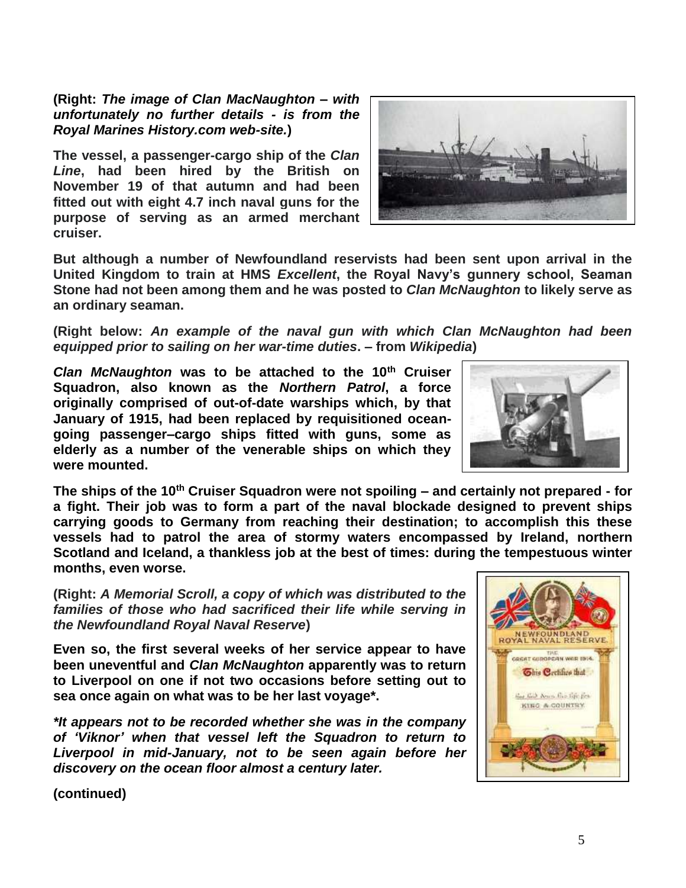**(Right: *The image of Clan MacNaughton – with unfortunately no further details - is from the Royal Marines History.com web-site.*)**

**The vessel, a passenger-cargo ship of the *Clan Line*, had been hired by the British on November 19 of that autumn and had been fitted out with eight 4.7 inch naval guns for the purpose of serving as an armed merchant cruiser.**

**But although a number of Newfoundland reservists had been sent upon arrival in the United Kingdom to train at HMS *Excellent*, the Royal Navy's gunnery school, Seaman Stone had not been among them and he was posted to *Clan McNaughton* to likely serve as an ordinary seaman.**

**(Right below: *An example of the naval gun with which Clan McNaughton had been equipped prior to sailing on her war-time duties*. – from *Wikipedia*)**

***Clan McNaughton* was to be attached to the 10th Cruiser Squadron, also known as the *Northern Patrol*, a force originally comprised of out-of-date warships which, by that January of 1915, had been replaced by requisitioned ocean-going passenger–cargo ships fitted with guns, some as elderly as a number of the venerable ships on which they were mounted.**

**The ships of the 10th Cruiser Squadron were not spoiling – and certainly not prepared - for a fight. Their job was to form a part of the naval blockade designed to prevent ships carrying goods to Germany from reaching their destination; to accomplish this these vessels had to patrol the area of stormy waters encompassed by Ireland, northern Scotland and Iceland, a thankless job at the best of times: during the tempestuous winter months, even worse.**

**(Right: *A Memorial Scroll, a copy of which was distributed to the families of those who had sacrificed their life while serving in the Newfoundland Royal Naval Reserve*)**

**Even so, the first several weeks of her service appear to have been uneventful and *Clan McNaughton* apparently was to return to Liverpool on one if not two occasions before setting out to sea once again on what was to be her last voyage\*.**

***\*It appears not to be recorded whether she was in the company of 'Viknor' when that vessel left the Squadron to return to Liverpool in mid-January, not to be seen again before her discovery on the ocean floor almost a century later.***

**(continued)**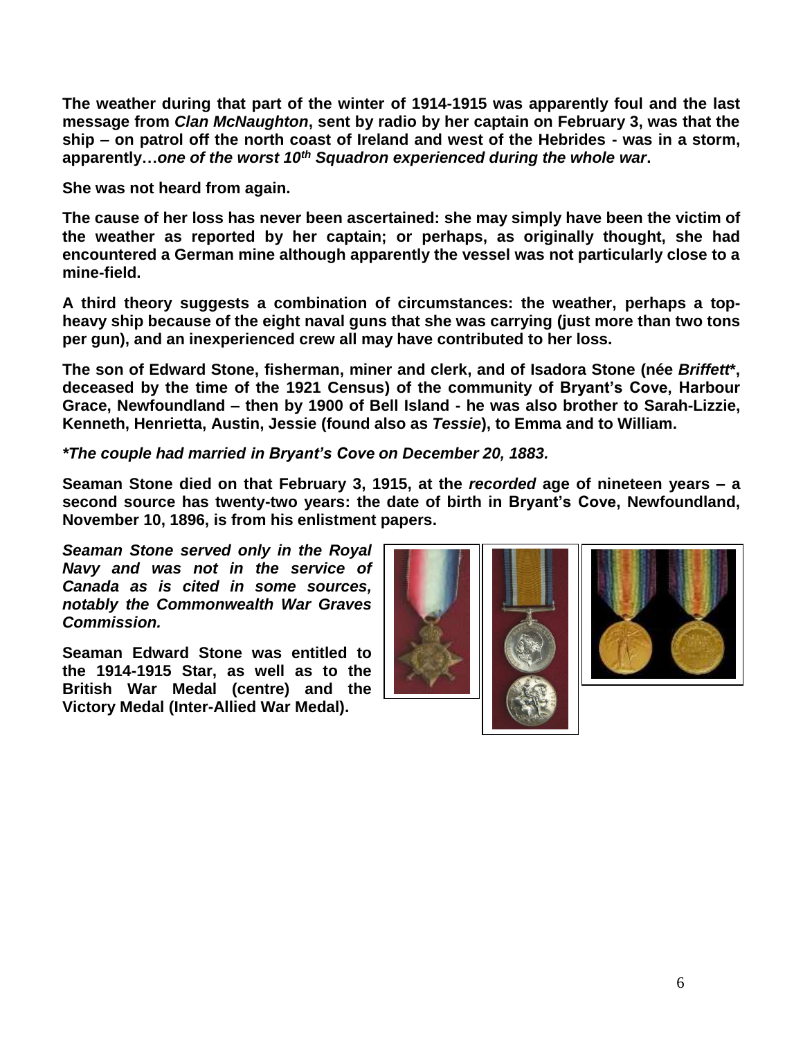**The weather during that part of the winter of 1914-1915 was apparently foul and the last message from *Clan McNaughton*, sent by radio by her captain on February 3, was that the ship – on patrol off the north coast of Ireland and west of the Hebrides - was in a storm, apparently…*one of the worst 10th Squadron experienced during the whole war*.**

**She was not heard from again.**

**The cause of her loss has never been ascertained: she may simply have been the victim of the weather as reported by her captain; or perhaps, as originally thought, she had encountered a German mine although apparently the vessel was not particularly close to a mine-field.**

**A third theory suggests a combination of circumstances: the weather, perhaps a top-heavy ship because of the eight naval guns that she was carrying (just more than two tons per gun), and an inexperienced crew all may have contributed to her loss.**

**The son of Edward Stone, fisherman, miner and clerk, and of Isadora Stone (née *Briffett*\*, deceased by the time of the 1921 Census) of the community of Bryant's Cove, Harbour Grace, Newfoundland – then by 1900 of Bell Island - he was also brother to Sarah-Lizzie, Kenneth, Henrietta, Austin, Jessie (found also as *Tessie*), to Emma and to William.**

***\*The couple had married in Bryant's Cove on December 20, 1883.***

**Seaman Stone died on that February 3, 1915, at the *recorded* age of nineteen years – a second source has twenty-two years: the date of birth in Bryant's Cove, Newfoundland, November 10, 1896, is from his enlistment papers.**

***Seaman Stone served only in the Royal Navy and was not in the service of Canada as is cited in some sources, notably the Commonwealth War Graves Commission.***

**Seaman Edward Stone was entitled to the 1914-1915 Star, as well as to the British War Medal (centre) and the Victory Medal (Inter-Allied War Medal).**